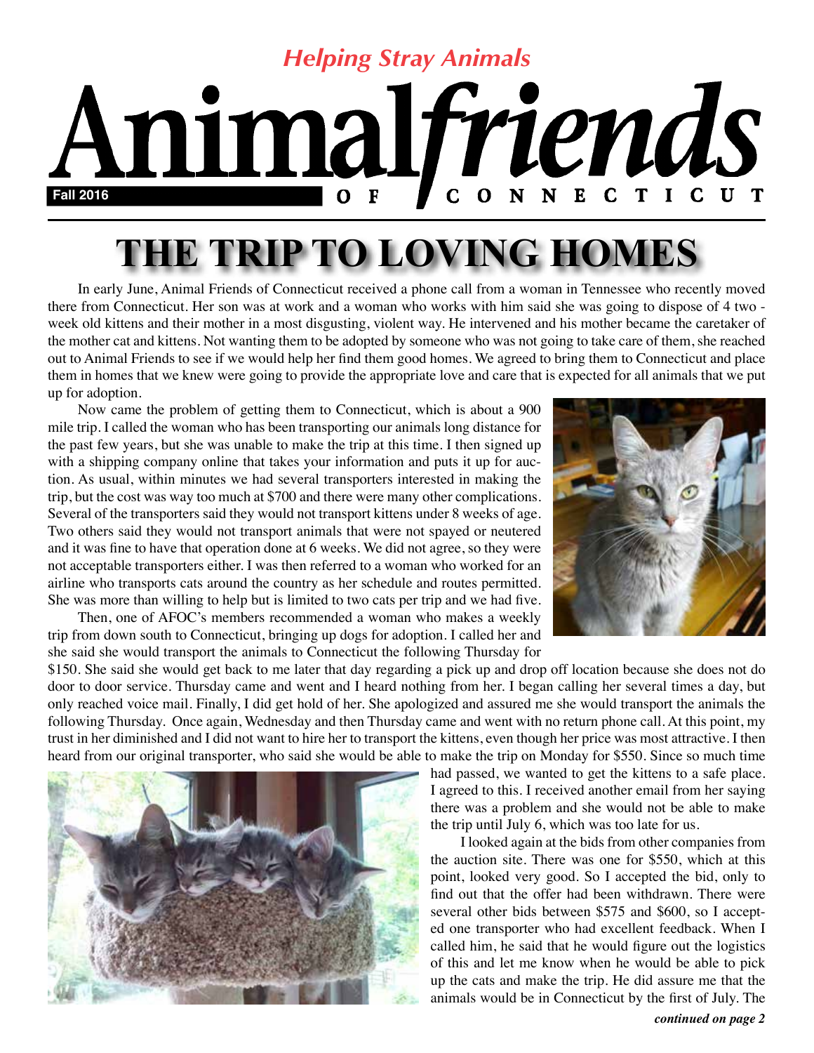*Helping Stray Animals*

# Animal*friends* OF CONNECTICUT

**Fall 2016**

# THE TRIP TO LOVING HOMES

In early June, Animal Friends of Connecticut received a phone call from a woman in Tennessee who recently moved there from Connecticut. Her son was at work and a woman who works with him said she was going to dispose of 4 two - week old kittens and their mother in a most disgusting, violent way. He intervened and his mother became the caretaker of the mother cat and kittens. Not wanting them to be adopted by someone who was not going to take care of them, she reached out to Animal Friends to see if we would help her find them good homes. We agreed to bring them to Connecticut and place them in homes that we knew were going to provide the appropriate love and care that is expected for all animals that we put up for adoption.

Now came the problem of getting them to Connecticut, which is about a 900 mile trip. I called the woman who has been transporting our animals long distance for the past few years, but she was unable to make the trip at this time. I then signed up with a shipping company online that takes your information and puts it up for auction. As usual, within minutes we had several transporters interested in making the trip, but the cost was way too much at $700 and there were many other complications. Several of the transporters said they would not transport kittens under 8 weeks of age. Two others said they would not transport animals that were not spayed or neutered and it was fine to have that operation done at 6 weeks. We did not agree, so they were not acceptable transporters either. I was then referred to a woman who worked for an airline who transports cats around the country as her schedule and routes permitted. She was more than willing to help but is limited to two cats per trip and we had five.

Then, one of AFOC's members recommended a woman who makes a weekly trip from down south to Connecticut, bringing up dogs for adoption. I called her and she said she would transport the animals to Connecticut the following Thursday for $150. She said she would get back to me later that day regarding a pick up and drop off location because she does not do door to door service. Thursday came and went and I heard nothing from her. I began calling her several times a day, but only reached voice mail. Finally, I did get hold of her. She apologized and assured me she would transport the animals the following Thursday. Once again, Wednesday and then Thursday came and went with no return phone call. At this point, my trust in her diminished and I did not want to hire her to transport the kittens, even though her price was most attractive. I then heard from our original transporter, who said she would be able to make the trip on Monday for $550. Since so much time had passed, we wanted to get the kittens to a safe place. I agreed to this. I received another email from her saying there was a problem and she would not be able to make the trip until July 6, which was too late for us.

I looked again at the bids from other companies from the auction site. There was one for $550, which at this point, looked very good. So I accepted the bid, only to find out that the offer had been withdrawn. There were several other bids between $575 and $600, so I accepted one transporter who had excellent feedback. When I called him, he said that he would figure out the logistics of this and let me know when he would be able to pick up the cats and make the trip. He did assure me that the animals would be in Connecticut by the first of July. The

***continued on page 2***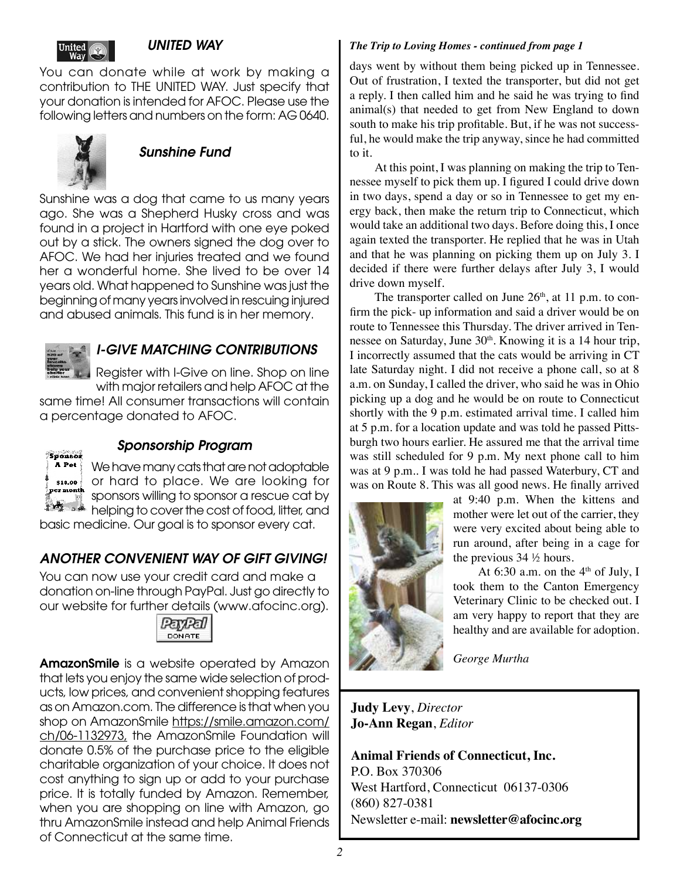## UNITED WAY

You can donate while at work by making a contribution to THE UNITED WAY. Just specify that your donation is intended for AFOC. Please use the following letters and numbers on the form: AG 0640.

## Sunshine Fund

Sunshine was a dog that came to us many years ago. She was a Shepherd Husky cross and was found in a project in Hartford with one eye poked out by a stick. The owners signed the dog over to AFOC. We had her injuries treated and we found her a wonderful home. She lived to be over 14 years old. What happened to Sunshine was just the beginning of many years involved in rescuing injured and abused animals. This fund is in her memory.

## I-GIVE MATCHING CONTRIBUTIONS

Register with I-Give on line. Shop on line with major retailers and help AFOC at the same time! All consumer transactions will contain a percentage donated to AFOC.

## Sponsorship Program

We have many cats that are not adoptable or hard to place. We are looking for sponsors willing to sponsor a rescue cat by helping to cover the cost of food, litter, and basic medicine. Our goal is to sponsor every cat.

## ANOTHER CONVENIENT WAY OF GIFT GIVING!

You can now use your credit card and make a donation on-line through PayPal. Just go directly to our website for further details (www.afocinc.org).

**AmazonSmile** is a website operated by Amazon that lets you enjoy the same wide selection of products, low prices, and convenient shopping features as on Amazon.com. The difference is that when you shop on AmazonSmile https://smile.amazon.com/ch/06-1132973, the AmazonSmile Foundation will donate 0.5% of the purchase price to the eligible charitable organization of your choice. It does not cost anything to sign up or add to your purchase price. It is totally funded by Amazon. Remember, when you are shopping on line with Amazon, go thru AmazonSmile instead and help Animal Friends of Connecticut at the same time.

***The Trip to Loving Homes - continued from page 1***

days went by without them being picked up in Tennessee. Out of frustration, I texted the transporter, but did not get a reply. I then called him and he said he was trying to find animal(s) that needed to get from New England to down south to make his trip profitable. But, if he was not successful, he would make the trip anyway, since he had committed to it.

At this point, I was planning on making the trip to Tennessee myself to pick them up. I figured I could drive down in two days, spend a day or so in Tennessee to get my energy back, then make the return trip to Connecticut, which would take an additional two days. Before doing this, I once again texted the transporter. He replied that he was in Utah and that he was planning on picking them up on July 3. I decided if there were further delays after July 3, I would drive down myself.

The transporter called on June 26th, at 11 p.m. to confirm the pick- up information and said a driver would be on route to Tennessee this Thursday. The driver arrived in Tennessee on Saturday, June 30th. Knowing it is a 14 hour trip, I incorrectly assumed that the cats would be arriving in CT late Saturday night. I did not receive a phone call, so at 8 a.m. on Sunday, I called the driver, who said he was in Ohio picking up a dog and he would be on route to Connecticut shortly with the 9 p.m. estimated arrival time. I called him at 5 p.m. for a location update and was told he passed Pittsburgh two hours earlier. He assured me that the arrival time was still scheduled for 9 p.m. My next phone call to him was at 9 p.m.. I was told he had passed Waterbury, CT and was on Route 8. This was all good news. He finally arrived at 9:40 p.m. When the kittens and mother were let out of the carrier, they were very excited about being able to run around, after being in a cage for the previous 34 ½ hours.

At 6:30 a.m. on the 4th of July, I took them to the Canton Emergency Veterinary Clinic to be checked out. I am very happy to report that they are healthy and are available for adoption.

*George Murtha*

---

**Judy Levy**, *Director*
**Jo-Ann Regan**, *Editor*

**Animal Friends of Connecticut, Inc.**
P.O. Box 370306
West Hartford, Connecticut 06137-0306
(860) 827-0381
Newsletter e-mail: **newsletter@afocinc.org**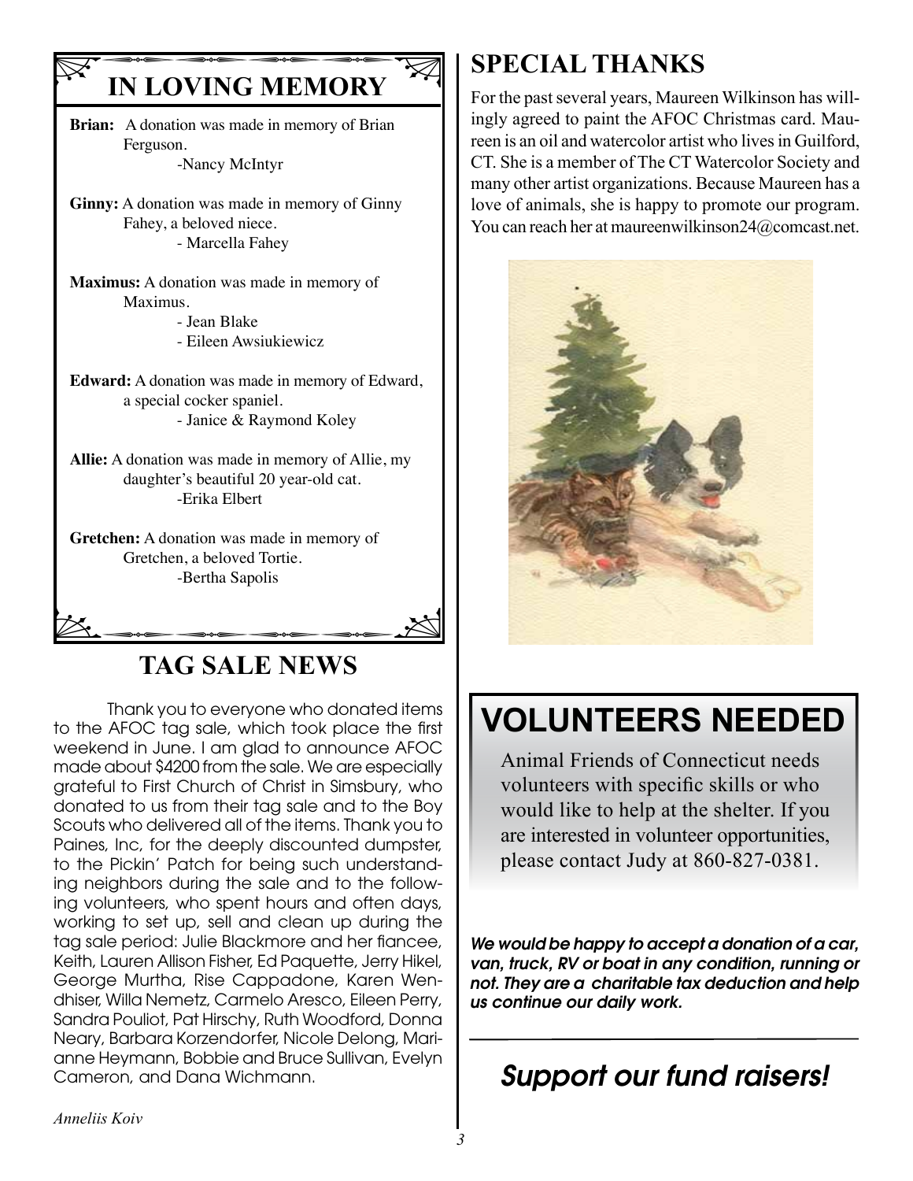## IN LOVING MEMORY

**Brian:** A donation was made in memory of Brian Ferguson.
-Nancy McIntyr

**Ginny:** A donation was made in memory of Ginny Fahey, a beloved niece.
- Marcella Fahey

**Maximus:** A donation was made in memory of Maximus.
- Jean Blake
- Eileen Awsiukiewicz

**Edward:** A donation was made in memory of Edward, a special cocker spaniel.
- Janice & Raymond Koley

**Allie:** A donation was made in memory of Allie, my daughter's beautiful 20 year-old cat.
-Erika Elbert

**Gretchen:** A donation was made in memory of Gretchen, a beloved Tortie.
-Bertha Sapolis

## TAG SALE NEWS

Thank you to everyone who donated items to the AFOC tag sale, which took place the first weekend in June. I am glad to announce AFOC made about $4200 from the sale. We are especially grateful to First Church of Christ in Simsbury, who donated to us from their tag sale and to the Boy Scouts who delivered all of the items. Thank you to Paines, Inc, for the deeply discounted dumpster, to the Pickin' Patch for being such understanding neighbors during the sale and to the following volunteers, who spent hours and often days, working to set up, sell and clean up during the tag sale period: Julie Blackmore and her fiancee, Keith, Lauren Allison Fisher, Ed Paquette, Jerry Hikel, George Murtha, Rise Cappadone, Karen Wendhiser, Willa Nemetz, Carmelo Aresco, Eileen Perry, Sandra Pouliot, Pat Hirschy, Ruth Woodford, Donna Neary, Barbara Korzendorfer, Nicole Delong, Marianne Heymann, Bobbie and Bruce Sullivan, Evelyn Cameron, and Dana Wichmann.

*Anneliis Koiv*

## SPECIAL THANKS

For the past several years, Maureen Wilkinson has willingly agreed to paint the AFOC Christmas card. Maureen is an oil and watercolor artist who lives in Guilford, CT. She is a member of The CT Watercolor Society and many other artist organizations. Because Maureen has a love of animals, she is happy to promote our program. You can reach her at maureenwilkinson24@comcast.net.

## VOLUNTEERS NEEDED

Animal Friends of Connecticut needs volunteers with specific skills or who would like to help at the shelter. If you are interested in volunteer opportunities, please contact Judy at 860-827-0381.

***We would be happy to accept a donation of a car, van, truck, RV or boat in any condition, running or not. They are a charitable tax deduction and help us continue our daily work.***

***Support our fund raisers!***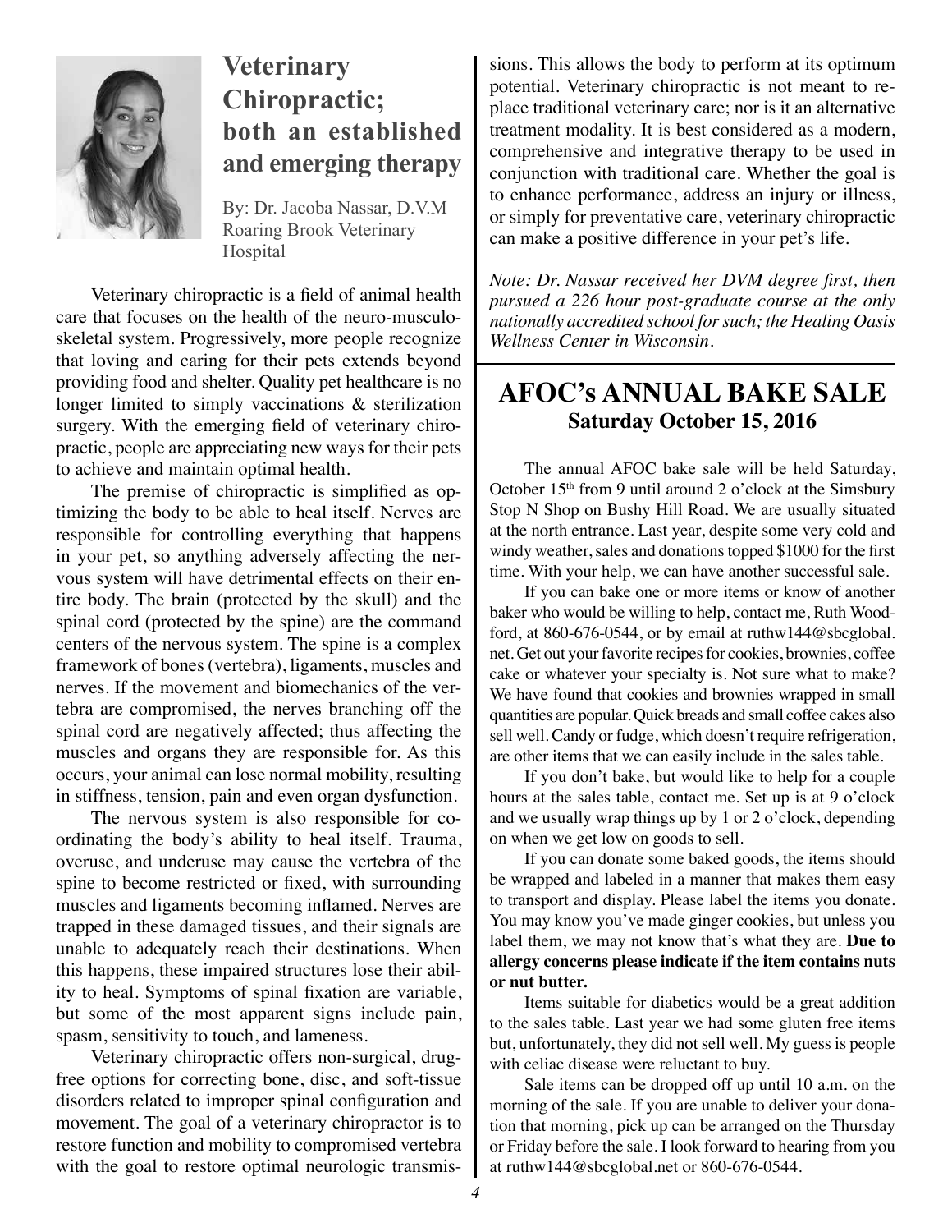## Veterinary Chiropractic; both an established and emerging therapy

By: Dr. Jacoba Nassar, D.V.M
Roaring Brook Veterinary Hospital

Veterinary chiropractic is a field of animal health care that focuses on the health of the neuro-musculoskeletal system. Progressively, more people recognize that loving and caring for their pets extends beyond providing food and shelter. Quality pet healthcare is no longer limited to simply vaccinations & sterilization surgery. With the emerging field of veterinary chiropractic, people are appreciating new ways for their pets to achieve and maintain optimal health.

The premise of chiropractic is simplified as optimizing the body to be able to heal itself. Nerves are responsible for controlling everything that happens in your pet, so anything adversely affecting the nervous system will have detrimental effects on their entire body. The brain (protected by the skull) and the spinal cord (protected by the spine) are the command centers of the nervous system. The spine is a complex framework of bones (vertebra), ligaments, muscles and nerves. If the movement and biomechanics of the vertebra are compromised, the nerves branching off the spinal cord are negatively affected; thus affecting the muscles and organs they are responsible for. As this occurs, your animal can lose normal mobility, resulting in stiffness, tension, pain and even organ dysfunction.

The nervous system is also responsible for coordinating the body's ability to heal itself. Trauma, overuse, and underuse may cause the vertebra of the spine to become restricted or fixed, with surrounding muscles and ligaments becoming inflamed. Nerves are trapped in these damaged tissues, and their signals are unable to adequately reach their destinations. When this happens, these impaired structures lose their ability to heal. Symptoms of spinal fixation are variable, but some of the most apparent signs include pain, spasm, sensitivity to touch, and lameness.

Veterinary chiropractic offers non-surgical, drug-free options for correcting bone, disc, and soft-tissue disorders related to improper spinal configuration and movement. The goal of a veterinary chiropractor is to restore function and mobility to compromised vertebra with the goal to restore optimal neurologic transmissions. This allows the body to perform at its optimum potential. Veterinary chiropractic is not meant to replace traditional veterinary care; nor is it an alternative treatment modality. It is best considered as a modern, comprehensive and integrative therapy to be used in conjunction with traditional care. Whether the goal is to enhance performance, address an injury or illness, or simply for preventative care, veterinary chiropractic can make a positive difference in your pet's life.

*Note: Dr. Nassar received her DVM degree first, then pursued a 226 hour post-graduate course at the only nationally accredited school for such; the Healing Oasis Wellness Center in Wisconsin.*

## AFOC's ANNUAL BAKE SALE
### Saturday October 15, 2016

The annual AFOC bake sale will be held Saturday, October 15th from 9 until around 2 o'clock at the Simsbury Stop N Shop on Bushy Hill Road. We are usually situated at the north entrance. Last year, despite some very cold and windy weather, sales and donations topped $1000 for the first time. With your help, we can have another successful sale.

If you can bake one or more items or know of another baker who would be willing to help, contact me, Ruth Woodford, at 860-676-0544, or by email at ruthw144@sbcglobal.net. Get out your favorite recipes for cookies, brownies, coffee cake or whatever your specialty is. Not sure what to make? We have found that cookies and brownies wrapped in small quantities are popular. Quick breads and small coffee cakes also sell well. Candy or fudge, which doesn't require refrigeration, are other items that we can easily include in the sales table.

If you don't bake, but would like to help for a couple hours at the sales table, contact me. Set up is at 9 o'clock and we usually wrap things up by 1 or 2 o'clock, depending on when we get low on goods to sell.

If you can donate some baked goods, the items should be wrapped and labeled in a manner that makes them easy to transport and display. Please label the items you donate. You may know you've made ginger cookies, but unless you label them, we may not know that's what they are. **Due to allergy concerns please indicate if the item contains nuts or nut butter.**

Items suitable for diabetics would be a great addition to the sales table. Last year we had some gluten free items but, unfortunately, they did not sell well. My guess is people with celiac disease were reluctant to buy.

Sale items can be dropped off up until 10 a.m. on the morning of the sale. If you are unable to deliver your donation that morning, pick up can be arranged on the Thursday or Friday before the sale. I look forward to hearing from you at ruthw144@sbcglobal.net or 860-676-0544.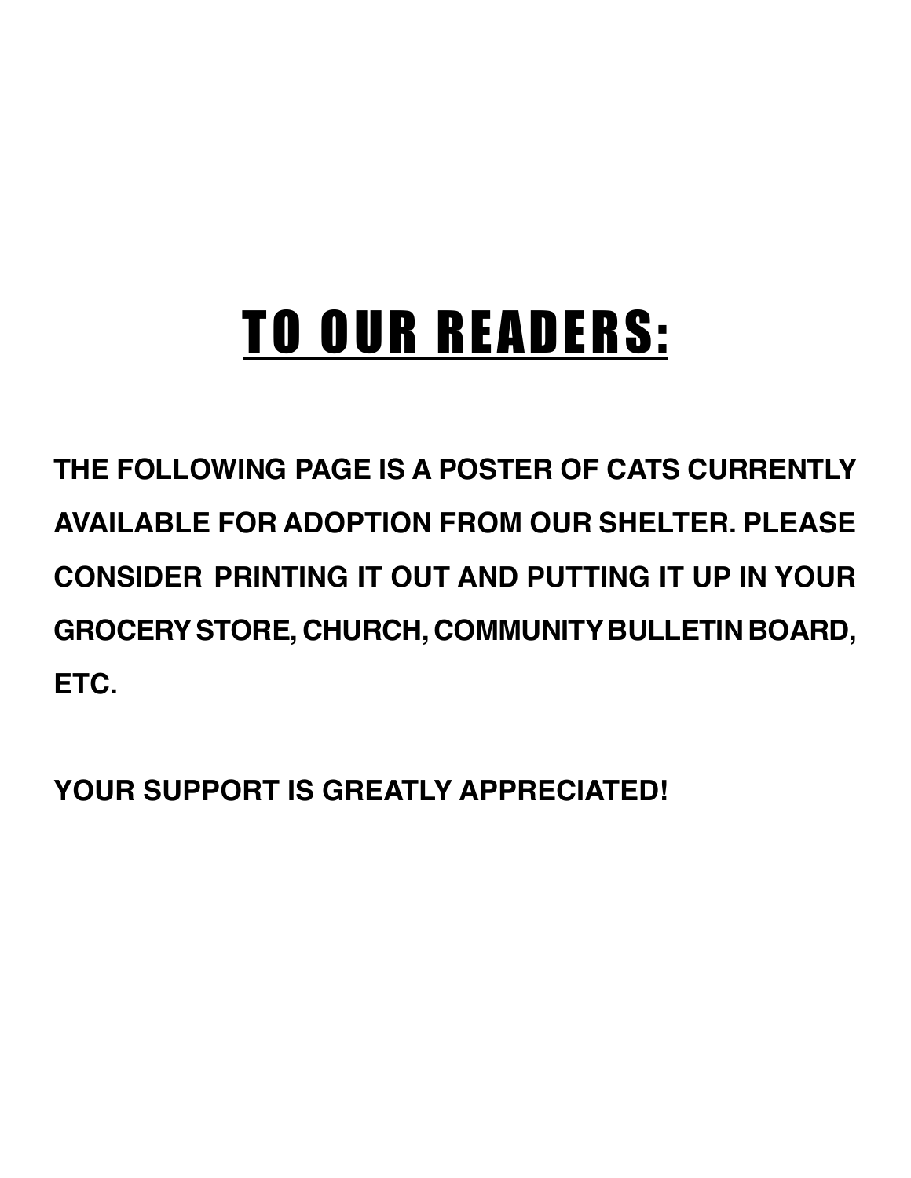# <u>TO OUR READERS:</u>

**THE FOLLOWING PAGE IS A POSTER OF CATS CURRENTLY AVAILABLE FOR ADOPTION FROM OUR SHELTER. PLEASE CONSIDER PRINTING IT OUT AND PUTTING IT UP IN YOUR GROCERY STORE, CHURCH, COMMUNITY BULLETIN BOARD, ETC.**

**YOUR SUPPORT IS GREATLY APPRECIATED!**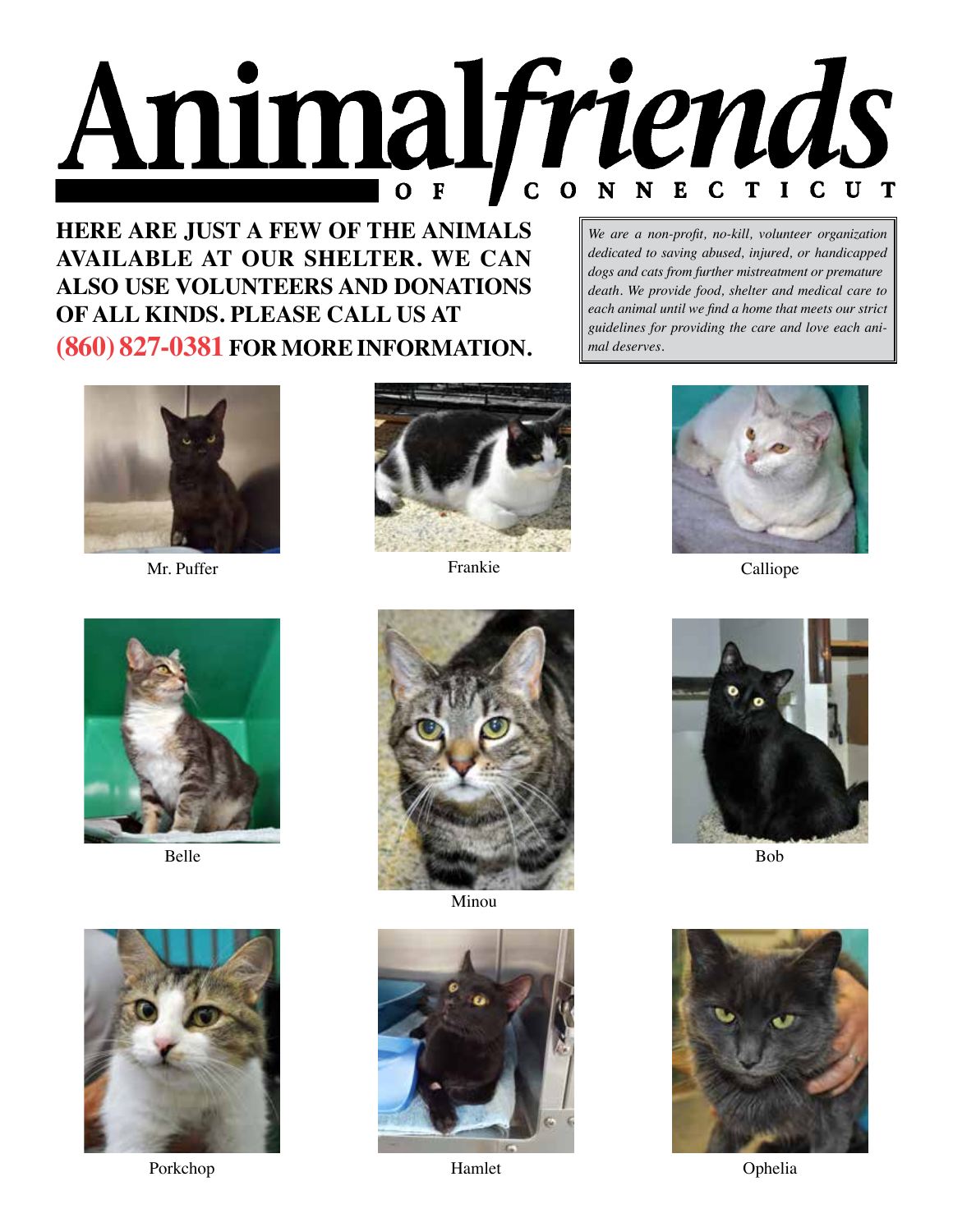# Animal*friends* OF CONNECTICUT

**HERE ARE JUST A FEW OF THE ANIMALS AVAILABLE AT OUR SHELTER. WE CAN ALSO USE VOLUNTEERS AND DONATIONS OF ALL KINDS. PLEASE CALL US AT (860) 827-0381 FOR MORE INFORMATION.**

*We are a non-profit, no-kill, volunteer organization dedicated to saving abused, injured, or handicapped dogs and cats from further mistreatment or premature death. We provide food, shelter and medical care to each animal until we find a home that meets our strict guidelines for providing the care and love each animal deserves.*

Mr. Puffer

Frankie

Calliope

Belle

Minou

Bob

Porkchop

Hamlet

Ophelia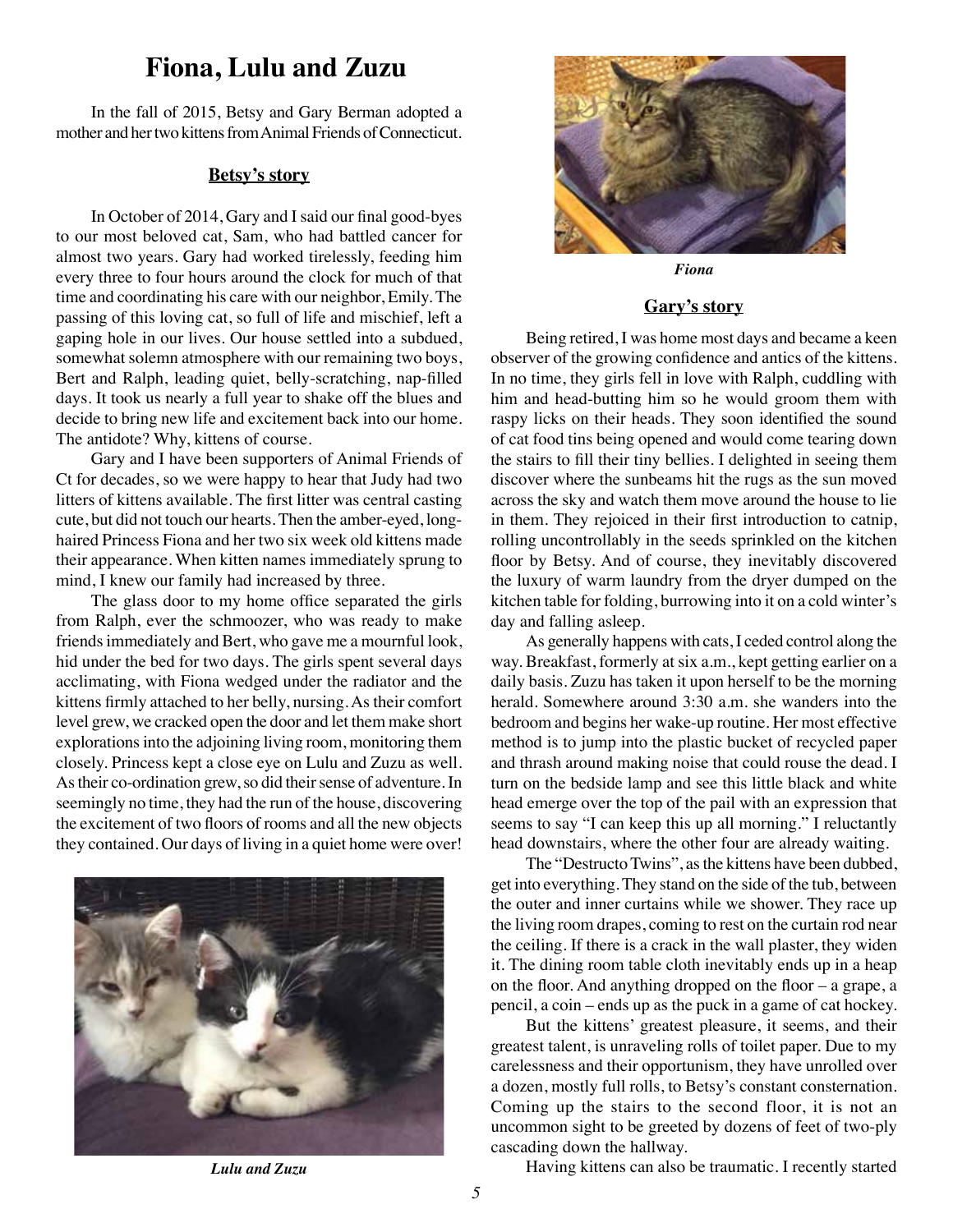# Fiona, Lulu and Zuzu

In the fall of 2015, Betsy and Gary Berman adopted a mother and her two kittens from Animal Friends of Connecticut.

## Betsy's story

In October of 2014, Gary and I said our final good-byes to our most beloved cat, Sam, who had battled cancer for almost two years. Gary had worked tirelessly, feeding him every three to four hours around the clock for much of that time and coordinating his care with our neighbor, Emily. The passing of this loving cat, so full of life and mischief, left a gaping hole in our lives. Our house settled into a subdued, somewhat solemn atmosphere with our remaining two boys, Bert and Ralph, leading quiet, belly-scratching, nap-filled days. It took us nearly a full year to shake off the blues and decide to bring new life and excitement back into our home. The antidote? Why, kittens of course.

Gary and I have been supporters of Animal Friends of Ct for decades, so we were happy to hear that Judy had two litters of kittens available. The first litter was central casting cute, but did not touch our hearts. Then the amber-eyed, long-haired Princess Fiona and her two six week old kittens made their appearance. When kitten names immediately sprung to mind, I knew our family had increased by three.

The glass door to my home office separated the girls from Ralph, ever the schmoozer, who was ready to make friends immediately and Bert, who gave me a mournful look, hid under the bed for two days. The girls spent several days acclimating, with Fiona wedged under the radiator and the kittens firmly attached to her belly, nursing. As their comfort level grew, we cracked open the door and let them make short explorations into the adjoining living room, monitoring them closely. Princess kept a close eye on Lulu and Zuzu as well. As their co-ordination grew, so did their sense of adventure. In seemingly no time, they had the run of the house, discovering the excitement of two floors of rooms and all the new objects they contained. Our days of living in a quiet home were over!

*Lulu and Zuzu*

*Fiona*

## Gary's story

Being retired, I was home most days and became a keen observer of the growing confidence and antics of the kittens. In no time, they girls fell in love with Ralph, cuddling with him and head-butting him so he would groom them with raspy licks on their heads. They soon identified the sound of cat food tins being opened and would come tearing down the stairs to fill their tiny bellies. I delighted in seeing them discover where the sunbeams hit the rugs as the sun moved across the sky and watch them move around the house to lie in them. They rejoiced in their first introduction to catnip, rolling uncontrollably in the seeds sprinkled on the kitchen floor by Betsy. And of course, they inevitably discovered the luxury of warm laundry from the dryer dumped on the kitchen table for folding, burrowing into it on a cold winter's day and falling asleep.

As generally happens with cats, I ceded control along the way. Breakfast, formerly at six a.m., kept getting earlier on a daily basis. Zuzu has taken it upon herself to be the morning herald. Somewhere around 3:30 a.m. she wanders into the bedroom and begins her wake-up routine. Her most effective method is to jump into the plastic bucket of recycled paper and thrash around making noise that could rouse the dead. I turn on the bedside lamp and see this little black and white head emerge over the top of the pail with an expression that seems to say "I can keep this up all morning." I reluctantly head downstairs, where the other four are already waiting.

The "Destructo Twins", as the kittens have been dubbed, get into everything. They stand on the side of the tub, between the outer and inner curtains while we shower. They race up the living room drapes, coming to rest on the curtain rod near the ceiling. If there is a crack in the wall plaster, they widen it. The dining room table cloth inevitably ends up in a heap on the floor. And anything dropped on the floor – a grape, a pencil, a coin – ends up as the puck in a game of cat hockey.

But the kittens' greatest pleasure, it seems, and their greatest talent, is unraveling rolls of toilet paper. Due to my carelessness and their opportunism, they have unrolled over a dozen, mostly full rolls, to Betsy's constant consternation. Coming up the stairs to the second floor, it is not an uncommon sight to be greeted by dozens of feet of two-ply cascading down the hallway.

Having kittens can also be traumatic. I recently started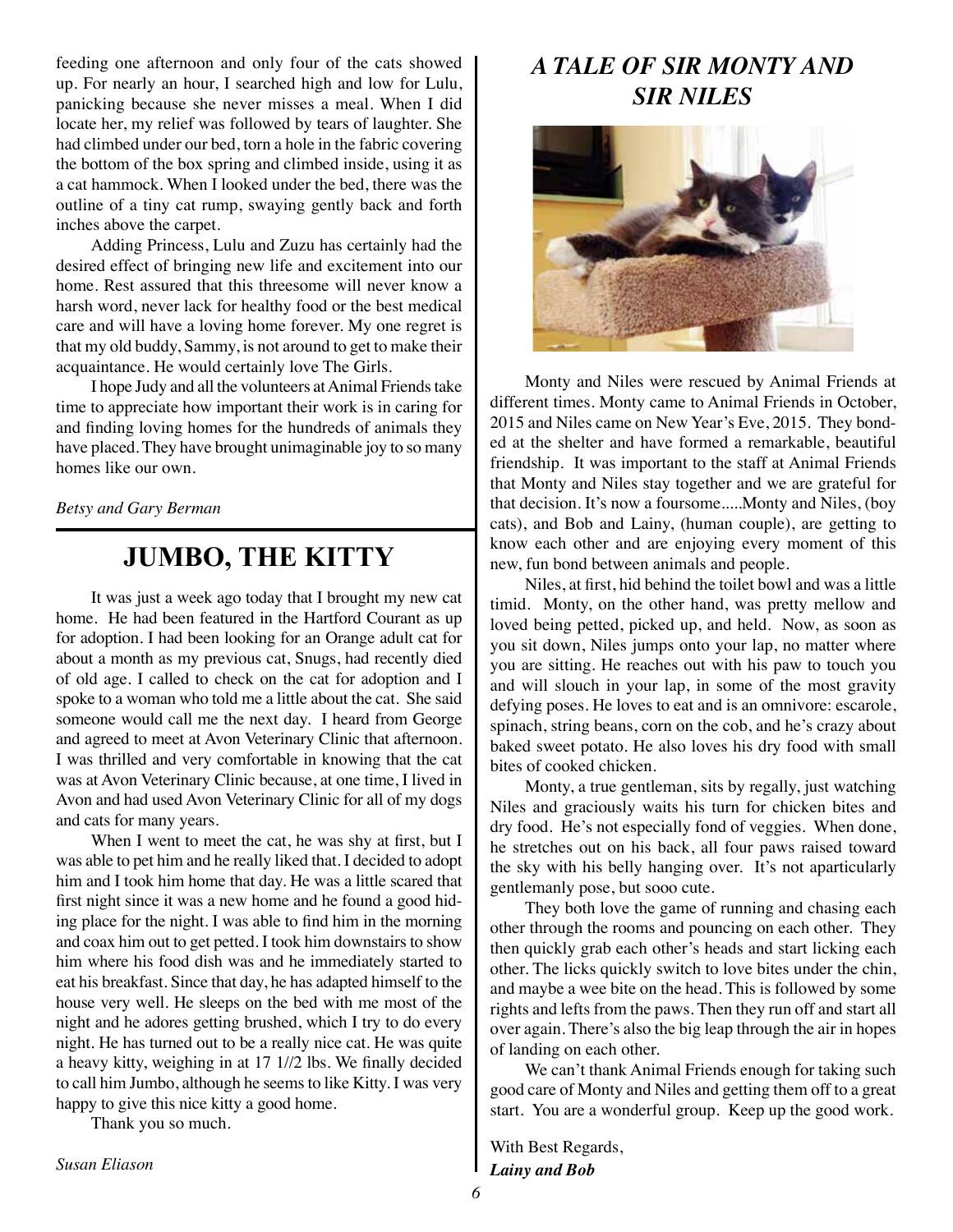feeding one afternoon and only four of the cats showed up. For nearly an hour, I searched high and low for Lulu, panicking because she never misses a meal. When I did locate her, my relief was followed by tears of laughter. She had climbed under our bed, torn a hole in the fabric covering the bottom of the box spring and climbed inside, using it as a cat hammock. When I looked under the bed, there was the outline of a tiny cat rump, swaying gently back and forth inches above the carpet.

Adding Princess, Lulu and Zuzu has certainly had the desired effect of bringing new life and excitement into our home. Rest assured that this threesome will never know a harsh word, never lack for healthy food or the best medical care and will have a loving home forever. My one regret is that my old buddy, Sammy, is not around to get to make their acquaintance. He would certainly love The Girls.

I hope Judy and all the volunteers at Animal Friends take time to appreciate how important their work is in caring for and finding loving homes for the hundreds of animals they have placed. They have brought unimaginable joy to so many homes like our own.

*Betsy and Gary Berman*

## JUMBO, THE KITTY

It was just a week ago today that I brought my new cat home. He had been featured in the Hartford Courant as up for adoption. I had been looking for an Orange adult cat for about a month as my previous cat, Snugs, had recently died of old age. I called to check on the cat for adoption and I spoke to a woman who told me a little about the cat. She said someone would call me the next day. I heard from George and agreed to meet at Avon Veterinary Clinic that afternoon. I was thrilled and very comfortable in knowing that the cat was at Avon Veterinary Clinic because, at one time, I lived in Avon and had used Avon Veterinary Clinic for all of my dogs and cats for many years.

When I went to meet the cat, he was shy at first, but I was able to pet him and he really liked that. I decided to adopt him and I took him home that day. He was a little scared that first night since it was a new home and he found a good hiding place for the night. I was able to find him in the morning and coax him out to get petted. I took him downstairs to show him where his food dish was and he immediately started to eat his breakfast. Since that day, he has adapted himself to the house very well. He sleeps on the bed with me most of the night and he adores getting brushed, which I try to do every night. He has turned out to be a really nice cat. He was quite a heavy kitty, weighing in at 17 1//2 lbs. We finally decided to call him Jumbo, although he seems to like Kitty. I was very happy to give this nice kitty a good home.

Thank you so much.

*Susan Eliason*

## *A TALE OF SIR MONTY AND SIR NILES*

Monty and Niles were rescued by Animal Friends at different times. Monty came to Animal Friends in October, 2015 and Niles came on New Year's Eve, 2015. They bonded at the shelter and have formed a remarkable, beautiful friendship. It was important to the staff at Animal Friends that Monty and Niles stay together and we are grateful for that decision. It's now a foursome.....Monty and Niles, (boy cats), and Bob and Lainy, (human couple), are getting to know each other and are enjoying every moment of this new, fun bond between animals and people.

Niles, at first, hid behind the toilet bowl and was a little timid. Monty, on the other hand, was pretty mellow and loved being petted, picked up, and held. Now, as soon as you sit down, Niles jumps onto your lap, no matter where you are sitting. He reaches out with his paw to touch you and will slouch in your lap, in some of the most gravity defying poses. He loves to eat and is an omnivore: escarole, spinach, string beans, corn on the cob, and he's crazy about baked sweet potato. He also loves his dry food with small bites of cooked chicken.

Monty, a true gentleman, sits by regally, just watching Niles and graciously waits his turn for chicken bites and dry food. He's not especially fond of veggies. When done, he stretches out on his back, all four paws raised toward the sky with his belly hanging over. It's not aparticularly gentlemanly pose, but sooo cute.

They both love the game of running and chasing each other through the rooms and pouncing on each other. They then quickly grab each other's heads and start licking each other. The licks quickly switch to love bites under the chin, and maybe a wee bite on the head. This is followed by some rights and lefts from the paws. Then they run off and start all over again. There's also the big leap through the air in hopes of landing on each other.

We can't thank Animal Friends enough for taking such good care of Monty and Niles and getting them off to a great start. You are a wonderful group. Keep up the good work.

With Best Regards,
***Lainy and Bob***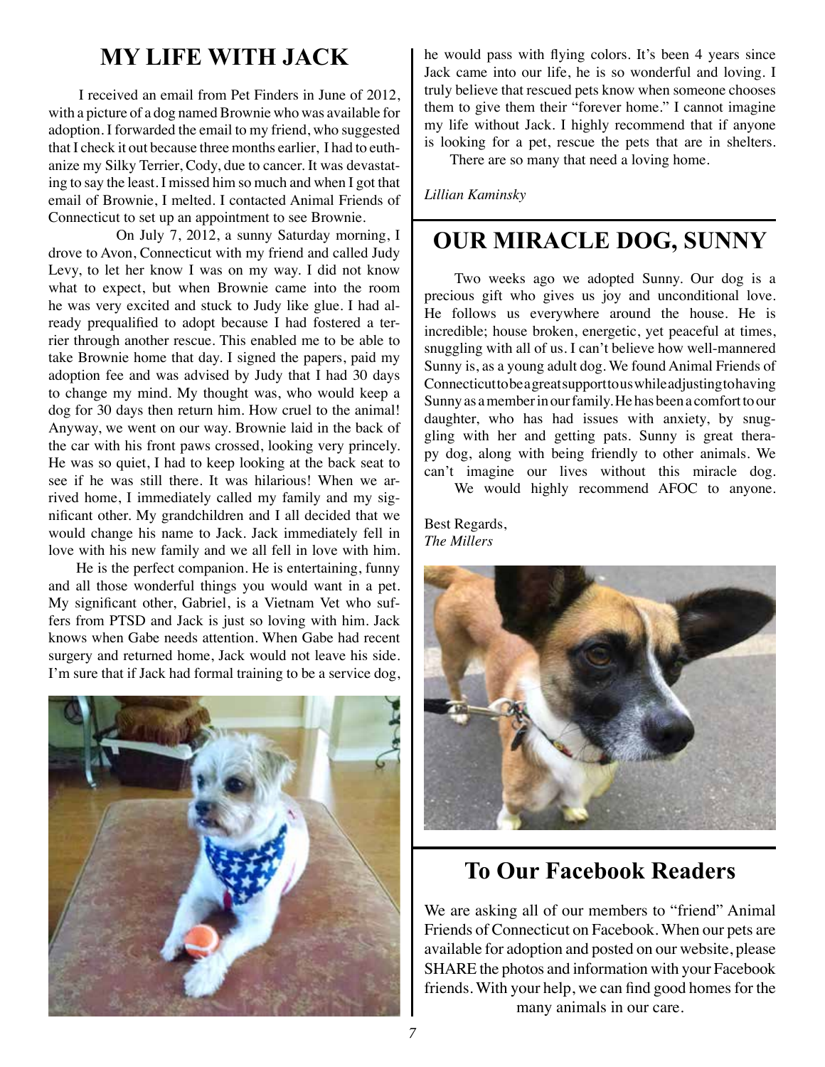# MY LIFE WITH JACK

I received an email from Pet Finders in June of 2012, with a picture of a dog named Brownie who was available for adoption. I forwarded the email to my friend, who suggested that I check it out because three months earlier, I had to euthanize my Silky Terrier, Cody, due to cancer. It was devastating to say the least. I missed him so much and when I got that email of Brownie, I melted. I contacted Animal Friends of Connecticut to set up an appointment to see Brownie.

On July 7, 2012, a sunny Saturday morning, I drove to Avon, Connecticut with my friend and called Judy Levy, to let her know I was on my way. I did not know what to expect, but when Brownie came into the room he was very excited and stuck to Judy like glue. I had already prequalified to adopt because I had fostered a terrier through another rescue. This enabled me to be able to take Brownie home that day. I signed the papers, paid my adoption fee and was advised by Judy that I had 30 days to change my mind. My thought was, who would keep a dog for 30 days then return him. How cruel to the animal! Anyway, we went on our way. Brownie laid in the back of the car with his front paws crossed, looking very princely. He was so quiet, I had to keep looking at the back seat to see if he was still there. It was hilarious! When we arrived home, I immediately called my family and my significant other. My grandchildren and I all decided that we would change his name to Jack. Jack immediately fell in love with his new family and we all fell in love with him.

He is the perfect companion. He is entertaining, funny and all those wonderful things you would want in a pet. My significant other, Gabriel, is a Vietnam Vet who suffers from PTSD and Jack is just so loving with him. Jack knows when Gabe needs attention. When Gabe had recent surgery and returned home, Jack would not leave his side. I'm sure that if Jack had formal training to be a service dog, he would pass with flying colors. It's been 4 years since Jack came into our life, he is so wonderful and loving. I truly believe that rescued pets know when someone chooses them to give them their "forever home." I cannot imagine my life without Jack. I highly recommend that if anyone is looking for a pet, rescue the pets that are in shelters. There are so many that need a loving home.

*Lillian Kaminsky*

# OUR MIRACLE DOG, SUNNY

Two weeks ago we adopted Sunny. Our dog is a precious gift who gives us joy and unconditional love. He follows us everywhere around the house. He is incredible; house broken, energetic, yet peaceful at times, snuggling with all of us. I can't believe how well-mannered Sunny is, as a young adult dog. We found Animal Friends of Connecticut to be a great support to us while adjusting to having Sunny as a member in our family. He has been a comfort to our daughter, who has had issues with anxiety, by snuggling with her and getting pats. Sunny is great therapy dog, along with being friendly to other animals. We can't imagine our lives without this miracle dog. We would highly recommend AFOC to anyone.

Best Regards,
*The Millers*

# To Our Facebook Readers

We are asking all of our members to "friend" Animal Friends of Connecticut on Facebook. When our pets are available for adoption and posted on our website, please SHARE the photos and information with your Facebook friends. With your help, we can find good homes for the many animals in our care.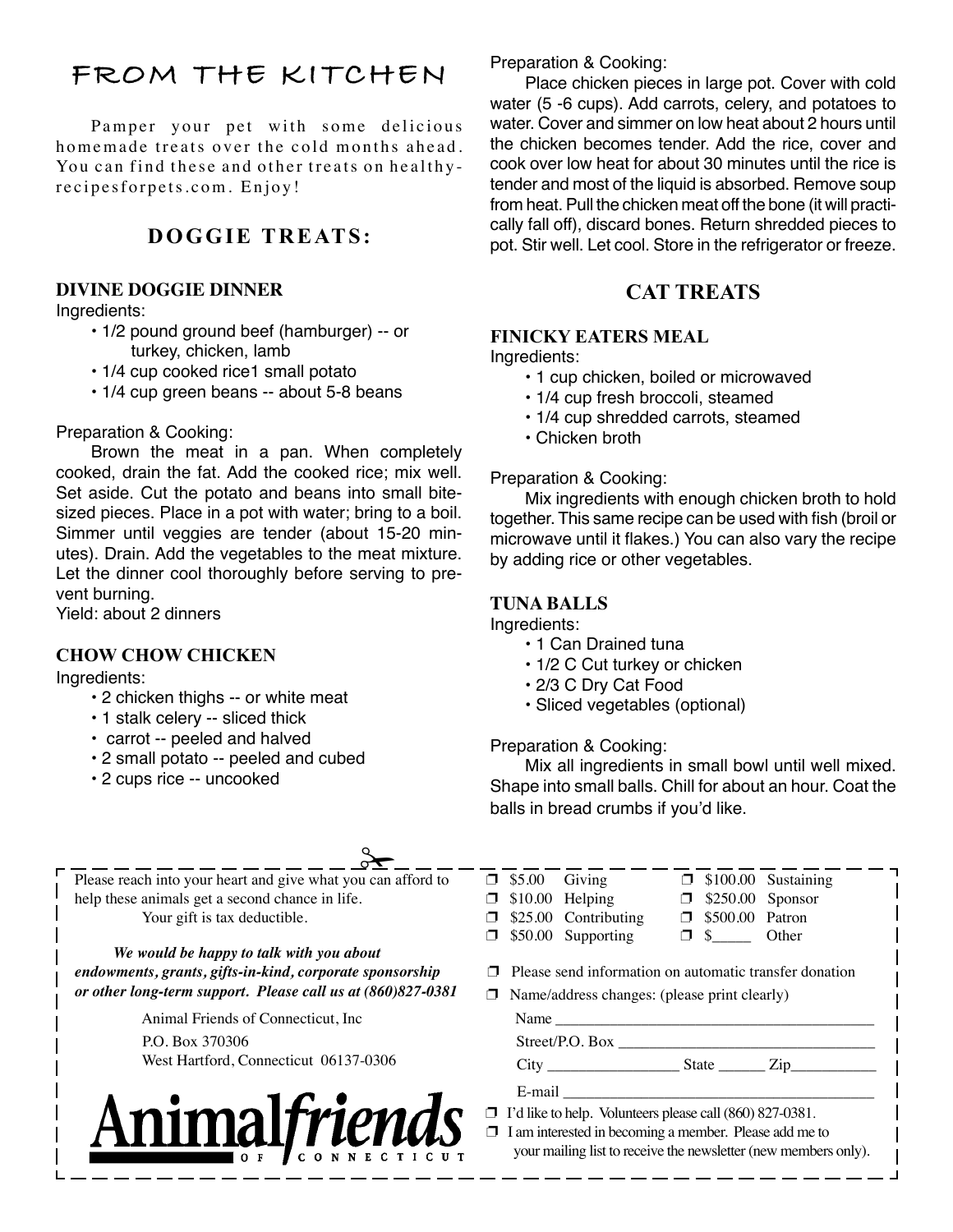# FROM THE KITCHEN

Pamper your pet with some delicious homemade treats over the cold months ahead. You can find these and other treats on healthy-recipesforpets.com. Enjoy!

## DOGGIE TREATS:

### DIVINE DOGGIE DINNER

Ingredients:

- 1/2 pound ground beef (hamburger) -- or turkey, chicken, lamb
- 1/4 cup cooked rice1 small potato
- 1/4 cup green beans -- about 5-8 beans

Preparation & Cooking:

Brown the meat in a pan. When completely cooked, drain the fat. Add the cooked rice; mix well. Set aside. Cut the potato and beans into small bite-sized pieces. Place in a pot with water; bring to a boil. Simmer until veggies are tender (about 15-20 minutes). Drain. Add the vegetables to the meat mixture. Let the dinner cool thoroughly before serving to prevent burning.

Yield: about 2 dinners

### CHOW CHOW CHICKEN

Ingredients:

- 2 chicken thighs -- or white meat
- 1 stalk celery -- sliced thick
- carrot -- peeled and halved
- 2 small potato -- peeled and cubed
- 2 cups rice -- uncooked

Preparation & Cooking:

Place chicken pieces in large pot. Cover with cold water (5 -6 cups). Add carrots, celery, and potatoes to water. Cover and simmer on low heat about 2 hours until the chicken becomes tender. Add the rice, cover and cook over low heat for about 30 minutes until the rice is tender and most of the liquid is absorbed. Remove soup from heat. Pull the chicken meat off the bone (it will practically fall off), discard bones. Return shredded pieces to pot. Stir well. Let cool. Store in the refrigerator or freeze.

## CAT TREATS

### FINICKY EATERS MEAL

Ingredients:

- 1 cup chicken, boiled or microwaved
- 1/4 cup fresh broccoli, steamed
- 1/4 cup shredded carrots, steamed
- Chicken broth

Preparation & Cooking:

Mix ingredients with enough chicken broth to hold together. This same recipe can be used with fish (broil or microwave until it flakes.) You can also vary the recipe by adding rice or other vegetables.

### TUNA BALLS

Ingredients:

- 1 Can Drained tuna
- 1/2 C Cut turkey or chicken
- 2/3 C Dry Cat Food
- Sliced vegetables (optional)

Preparation & Cooking:

Mix all ingredients in small bowl until well mixed. Shape into small balls. Chill for about an hour. Coat the balls in bread crumbs if you'd like.

---

Please reach into your heart and give what you can afford to help these animals get a second chance in life.

Your gift is tax deductible.

***We would be happy to talk with you about endowments, grants, gifts-in-kind, corporate sponsorship or other long-term support. Please call us at (860)827-0381***

Animal Friends of Connecticut, Inc
P.O. Box 370306
West Hartford, Connecticut 06137-0306

**Animal*friends*** OF CONNECTICUT

- ❒ $5.00 Giving
- ❒ $10.00 Helping
- ❒ $25.00 Contributing
- ❒ $50.00 Supporting
- ❒ $100.00 Sustaining
- ❒ $250.00 Sponsor
- ❒ $500.00 Patron
- ❒ $_____ Other

❒ Please send information on automatic transfer donation

❒ Name/address changes: (please print clearly)

Name ________________________________________

Street/P.O. Box ________________________________

City ________________ State ______ Zip___________

E-mail _______________________________________

❒ I'd like to help. Volunteers please call (860) 827-0381.

❒ I am interested in becoming a member. Please add me to your mailing list to receive the newsletter (new members only).